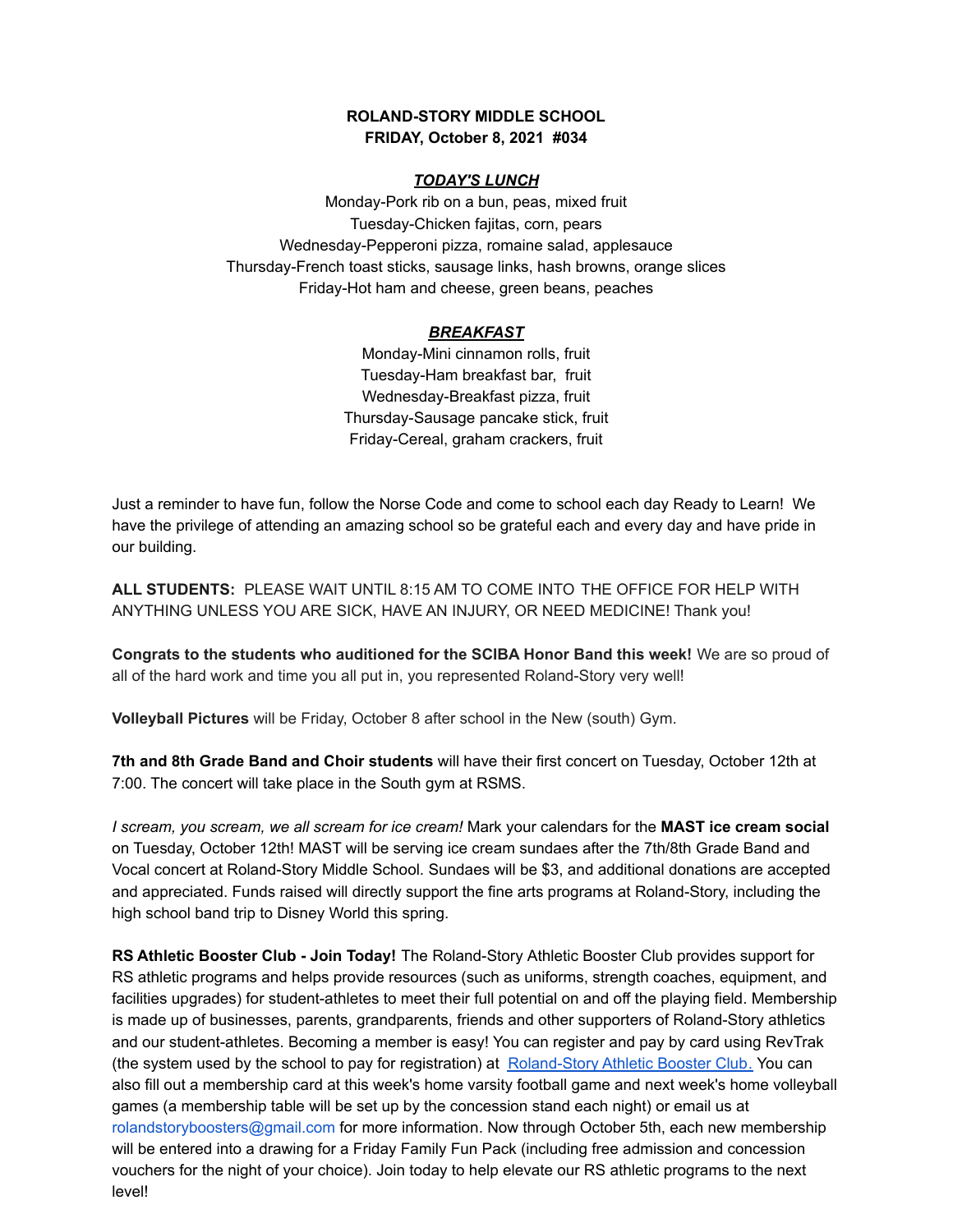**ROLAND-STORY MIDDLE SCHOOL**
**FRIDAY, October 8, 2021 #034**

***TODAY'S LUNCH***

Monday-Pork rib on a bun, peas, mixed fruit
Tuesday-Chicken fajitas, corn, pears
Wednesday-Pepperoni pizza, romaine salad, applesauce
Thursday-French toast sticks, sausage links, hash browns, orange slices
Friday-Hot ham and cheese, green beans, peaches

***BREAKFAST***

Monday-Mini cinnamon rolls, fruit
Tuesday-Ham breakfast bar, fruit
Wednesday-Breakfast pizza, fruit
Thursday-Sausage pancake stick, fruit
Friday-Cereal, graham crackers, fruit

Just a reminder to have fun, follow the Norse Code and come to school each day Ready to Learn! We have the privilege of attending an amazing school so be grateful each and every day and have pride in our building.

**ALL STUDENTS:** PLEASE WAIT UNTIL 8:15 AM TO COME INTO THE OFFICE FOR HELP WITH ANYTHING UNLESS YOU ARE SICK, HAVE AN INJURY, OR NEED MEDICINE! Thank you!

**Congrats to the students who auditioned for the SCIBA Honor Band this week!** We are so proud of all of the hard work and time you all put in, you represented Roland-Story very well!

**Volleyball Pictures** will be Friday, October 8 after school in the New (south) Gym.

**7th and 8th Grade Band and Choir students** will have their first concert on Tuesday, October 12th at 7:00. The concert will take place in the South gym at RSMS.

*I scream, you scream, we all scream for ice cream!* Mark your calendars for the **MAST ice cream social** on Tuesday, October 12th! MAST will be serving ice cream sundaes after the 7th/8th Grade Band and Vocal concert at Roland-Story Middle School. Sundaes will be $3, and additional donations are accepted and appreciated. Funds raised will directly support the fine arts programs at Roland-Story, including the high school band trip to Disney World this spring.

**RS Athletic Booster Club - Join Today!** The Roland-Story Athletic Booster Club provides support for RS athletic programs and helps provide resources (such as uniforms, strength coaches, equipment, and facilities upgrades) for student-athletes to meet their full potential on and off the playing field. Membership is made up of businesses, parents, grandparents, friends and other supporters of Roland-Story athletics and our student-athletes. Becoming a member is easy! You can register and pay by card using RevTrak (the system used by the school to pay for registration) at Roland-Story Athletic Booster Club. You can also fill out a membership card at this week's home varsity football game and next week's home volleyball games (a membership table will be set up by the concession stand each night) or email us at rolandstoryboosters@gmail.com for more information. Now through October 5th, each new membership will be entered into a drawing for a Friday Family Fun Pack (including free admission and concession vouchers for the night of your choice). Join today to help elevate our RS athletic programs to the next level!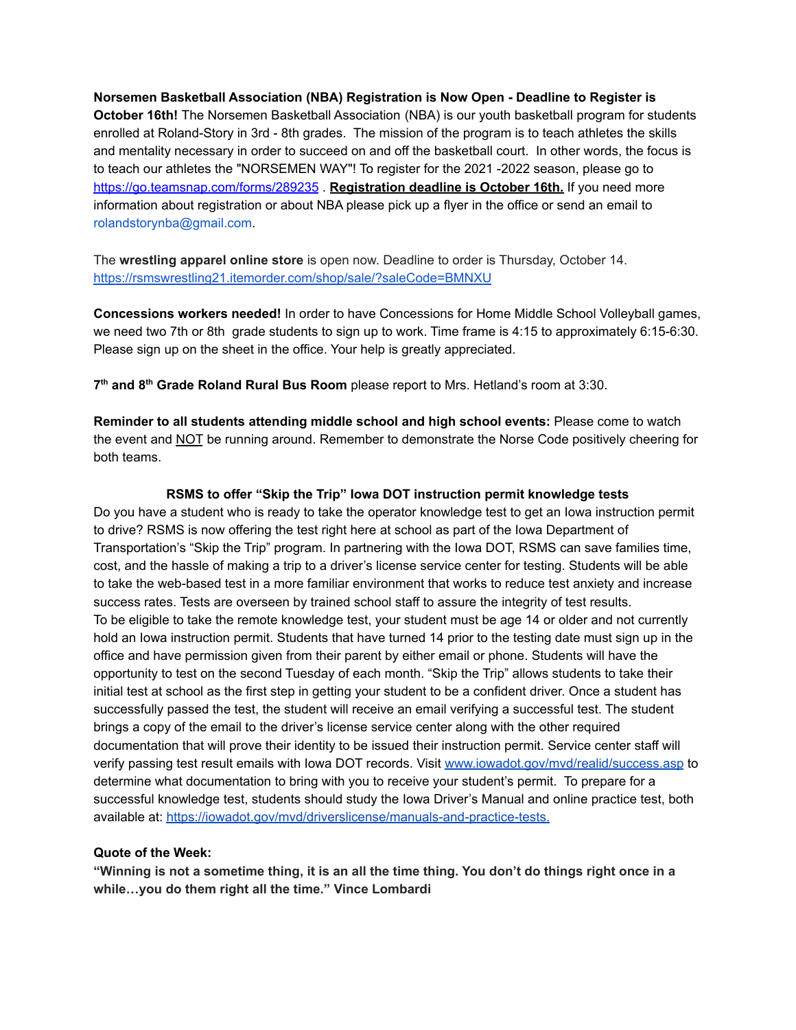**Norsemen Basketball Association (NBA) Registration is Now Open - Deadline to Register is October 16th!** The Norsemen Basketball Association (NBA) is our youth basketball program for students enrolled at Roland-Story in 3rd - 8th grades. The mission of the program is to teach athletes the skills and mentality necessary in order to succeed on and off the basketball court. In other words, the focus is to teach our athletes the "NORSEMEN WAY"! To register for the 2021 -2022 season, please go to https://go.teamsnap.com/forms/289235 . **Registration deadline is October 16th.** If you need more information about registration or about NBA please pick up a flyer in the office or send an email to rolandstorynba@gmail.com.

The **wrestling apparel online store** is open now. Deadline to order is Thursday, October 14. https://rsmswrestling21.itemorder.com/shop/sale/?saleCode=BMNXU

**Concessions workers needed!** In order to have Concessions for Home Middle School Volleyball games, we need two 7th or 8th grade students to sign up to work. Time frame is 4:15 to approximately 6:15-6:30. Please sign up on the sheet in the office. Your help is greatly appreciated.

**7th and 8th Grade Roland Rural Bus Room** please report to Mrs. Hetland's room at 3:30.

**Reminder to all students attending middle school and high school events:** Please come to watch the event and NOT be running around. Remember to demonstrate the Norse Code positively cheering for both teams.

**RSMS to offer "Skip the Trip" Iowa DOT instruction permit knowledge tests**

Do you have a student who is ready to take the operator knowledge test to get an Iowa instruction permit to drive? RSMS is now offering the test right here at school as part of the Iowa Department of Transportation's "Skip the Trip" program. In partnering with the Iowa DOT, RSMS can save families time, cost, and the hassle of making a trip to a driver's license service center for testing. Students will be able to take the web-based test in a more familiar environment that works to reduce test anxiety and increase success rates. Tests are overseen by trained school staff to assure the integrity of test results.
To be eligible to take the remote knowledge test, your student must be age 14 or older and not currently hold an Iowa instruction permit. Students that have turned 14 prior to the testing date must sign up in the office and have permission given from their parent by either email or phone. Students will have the opportunity to test on the second Tuesday of each month. "Skip the Trip" allows students to take their initial test at school as the first step in getting your student to be a confident driver. Once a student has successfully passed the test, the student will receive an email verifying a successful test. The student brings a copy of the email to the driver's license service center along with the other required documentation that will prove their identity to be issued their instruction permit. Service center staff will verify passing test result emails with Iowa DOT records. Visit www.iowadot.gov/mvd/realid/success.asp to determine what documentation to bring with you to receive your student's permit. To prepare for a successful knowledge test, students should study the Iowa Driver's Manual and online practice test, both available at: https://iowadot.gov/mvd/driverslicense/manuals-and-practice-tests.

**Quote of the Week:**

**"Winning is not a sometime thing, it is an all the time thing. You don't do things right once in a while…you do them right all the time." Vince Lombardi**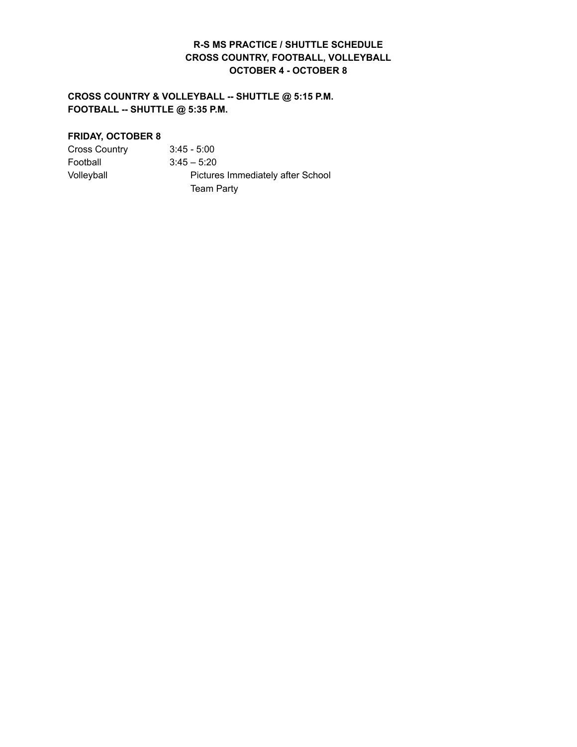**R-S MS PRACTICE / SHUTTLE SCHEDULE**
**CROSS COUNTRY, FOOTBALL, VOLLEYBALL**
**OCTOBER 4 - OCTOBER 8**

**CROSS COUNTRY & VOLLEYBALL -- SHUTTLE @ 5:15 P.M.**
**FOOTBALL -- SHUTTLE @ 5:35 P.M.**

**FRIDAY, OCTOBER 8**

| | |
|---|---|
| Cross Country | 3:45 - 5:00 |
| Football | 3:45 – 5:20 |
| Volleyball | Pictures Immediately after School |
| | Team Party |